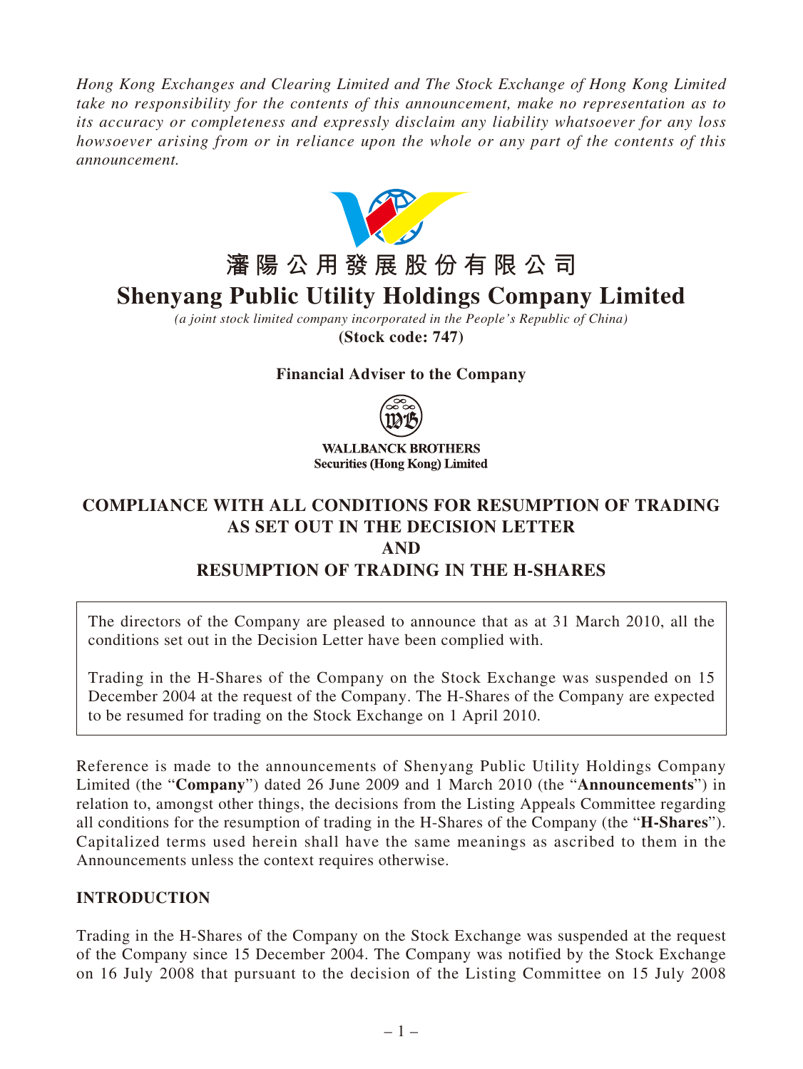*Hong Kong Exchanges and Clearing Limited and The Stock Exchange of Hong Kong Limited take no responsibility for the contents of this announcement, make no representation as to its accuracy or completeness and expressly disclaim any liability whatsoever for any loss howsoever arising from or in reliance upon the whole or any part of the contents of this announcement.*

# 瀋陽公用發展股份有限公司

# Shenyang Public Utility Holdings Company Limited

*(a joint stock limited company incorporated in the People's Republic of China)*

**(Stock code: 747)**

**Financial Adviser to the Company**

**WALLBANCK BROTHERS**
**Securities (Hong Kong) Limited**

## COMPLIANCE WITH ALL CONDITIONS FOR RESUMPTION OF TRADING AS SET OUT IN THE DECISION LETTER AND RESUMPTION OF TRADING IN THE H-SHARES

The directors of the Company are pleased to announce that as at 31 March 2010, all the conditions set out in the Decision Letter have been complied with.

Trading in the H-Shares of the Company on the Stock Exchange was suspended on 15 December 2004 at the request of the Company. The H-Shares of the Company are expected to be resumed for trading on the Stock Exchange on 1 April 2010.

Reference is made to the announcements of Shenyang Public Utility Holdings Company Limited (the "**Company**") dated 26 June 2009 and 1 March 2010 (the "**Announcements**") in relation to, amongst other things, the decisions from the Listing Appeals Committee regarding all conditions for the resumption of trading in the H-Shares of the Company (the "**H-Shares**"). Capitalized terms used herein shall have the same meanings as ascribed to them in the Announcements unless the context requires otherwise.

## INTRODUCTION

Trading in the H-Shares of the Company on the Stock Exchange was suspended at the request of the Company since 15 December 2004. The Company was notified by the Stock Exchange on 16 July 2008 that pursuant to the decision of the Listing Committee on 15 July 2008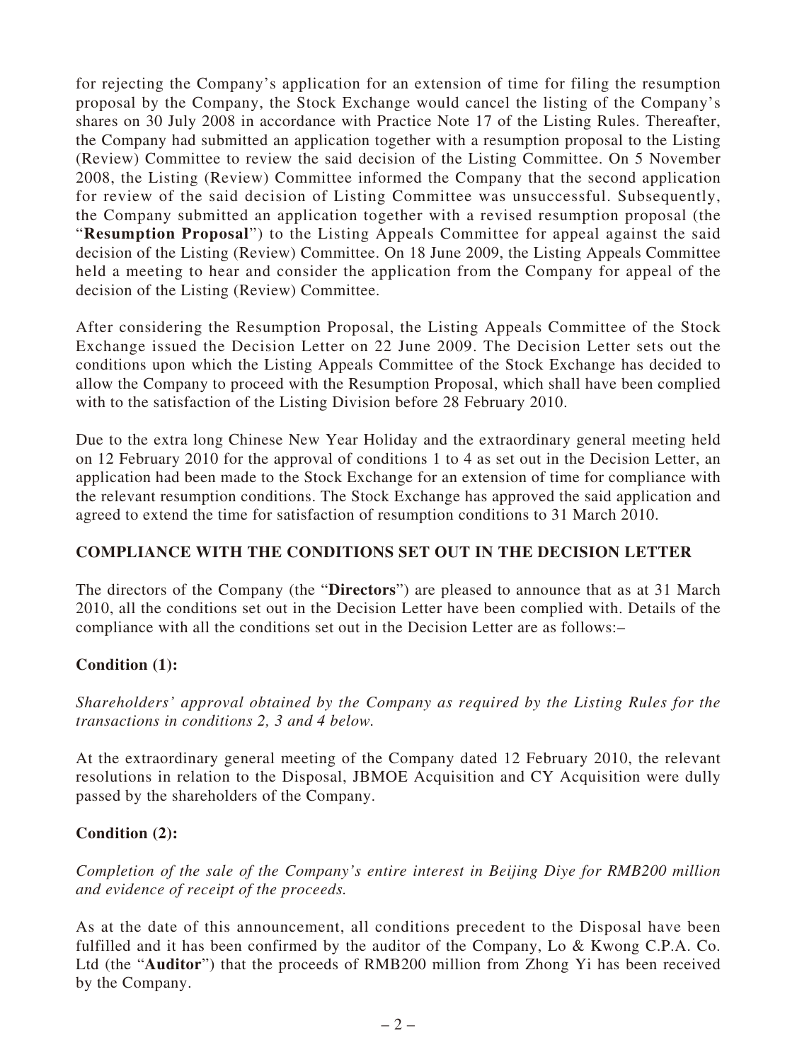for rejecting the Company's application for an extension of time for filing the resumption proposal by the Company, the Stock Exchange would cancel the listing of the Company's shares on 30 July 2008 in accordance with Practice Note 17 of the Listing Rules. Thereafter, the Company had submitted an application together with a resumption proposal to the Listing (Review) Committee to review the said decision of the Listing Committee. On 5 November 2008, the Listing (Review) Committee informed the Company that the second application for review of the said decision of Listing Committee was unsuccessful. Subsequently, the Company submitted an application together with a revised resumption proposal (the "**Resumption Proposal**") to the Listing Appeals Committee for appeal against the said decision of the Listing (Review) Committee. On 18 June 2009, the Listing Appeals Committee held a meeting to hear and consider the application from the Company for appeal of the decision of the Listing (Review) Committee.

After considering the Resumption Proposal, the Listing Appeals Committee of the Stock Exchange issued the Decision Letter on 22 June 2009. The Decision Letter sets out the conditions upon which the Listing Appeals Committee of the Stock Exchange has decided to allow the Company to proceed with the Resumption Proposal, which shall have been complied with to the satisfaction of the Listing Division before 28 February 2010.

Due to the extra long Chinese New Year Holiday and the extraordinary general meeting held on 12 February 2010 for the approval of conditions 1 to 4 as set out in the Decision Letter, an application had been made to the Stock Exchange for an extension of time for compliance with the relevant resumption conditions. The Stock Exchange has approved the said application and agreed to extend the time for satisfaction of resumption conditions to 31 March 2010.

## COMPLIANCE WITH THE CONDITIONS SET OUT IN THE DECISION LETTER

The directors of the Company (the "**Directors**") are pleased to announce that as at 31 March 2010, all the conditions set out in the Decision Letter have been complied with. Details of the compliance with all the conditions set out in the Decision Letter are as follows:–

### Condition (1):

*Shareholders' approval obtained by the Company as required by the Listing Rules for the transactions in conditions 2, 3 and 4 below.*

At the extraordinary general meeting of the Company dated 12 February 2010, the relevant resolutions in relation to the Disposal, JBMOE Acquisition and CY Acquisition were dully passed by the shareholders of the Company.

### Condition (2):

*Completion of the sale of the Company's entire interest in Beijing Diye for RMB200 million and evidence of receipt of the proceeds.*

As at the date of this announcement, all conditions precedent to the Disposal have been fulfilled and it has been confirmed by the auditor of the Company, Lo & Kwong C.P.A. Co. Ltd (the "**Auditor**") that the proceeds of RMB200 million from Zhong Yi has been received by the Company.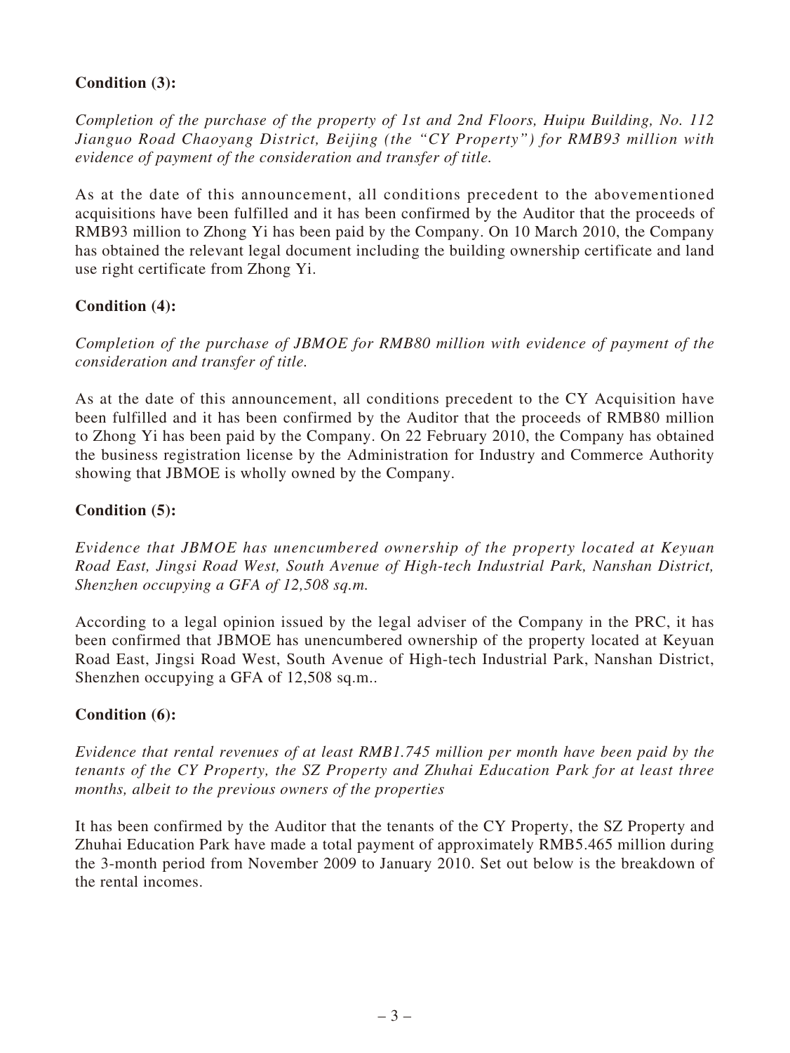**Condition (3):**

*Completion of the purchase of the property of 1st and 2nd Floors, Huipu Building, No. 112 Jianguo Road Chaoyang District, Beijing (the "CY Property") for RMB93 million with evidence of payment of the consideration and transfer of title.*

As at the date of this announcement, all conditions precedent to the abovementioned acquisitions have been fulfilled and it has been confirmed by the Auditor that the proceeds of RMB93 million to Zhong Yi has been paid by the Company. On 10 March 2010, the Company has obtained the relevant legal document including the building ownership certificate and land use right certificate from Zhong Yi.

**Condition (4):**

*Completion of the purchase of JBMOE for RMB80 million with evidence of payment of the consideration and transfer of title.*

As at the date of this announcement, all conditions precedent to the CY Acquisition have been fulfilled and it has been confirmed by the Auditor that the proceeds of RMB80 million to Zhong Yi has been paid by the Company. On 22 February 2010, the Company has obtained the business registration license by the Administration for Industry and Commerce Authority showing that JBMOE is wholly owned by the Company.

**Condition (5):**

*Evidence that JBMOE has unencumbered ownership of the property located at Keyuan Road East, Jingsi Road West, South Avenue of High-tech Industrial Park, Nanshan District, Shenzhen occupying a GFA of 12,508 sq.m.*

According to a legal opinion issued by the legal adviser of the Company in the PRC, it has been confirmed that JBMOE has unencumbered ownership of the property located at Keyuan Road East, Jingsi Road West, South Avenue of High-tech Industrial Park, Nanshan District, Shenzhen occupying a GFA of 12,508 sq.m..

**Condition (6):**

*Evidence that rental revenues of at least RMB1.745 million per month have been paid by the tenants of the CY Property, the SZ Property and Zhuhai Education Park for at least three months, albeit to the previous owners of the properties*

It has been confirmed by the Auditor that the tenants of the CY Property, the SZ Property and Zhuhai Education Park have made a total payment of approximately RMB5.465 million during the 3-month period from November 2009 to January 2010. Set out below is the breakdown of the rental incomes.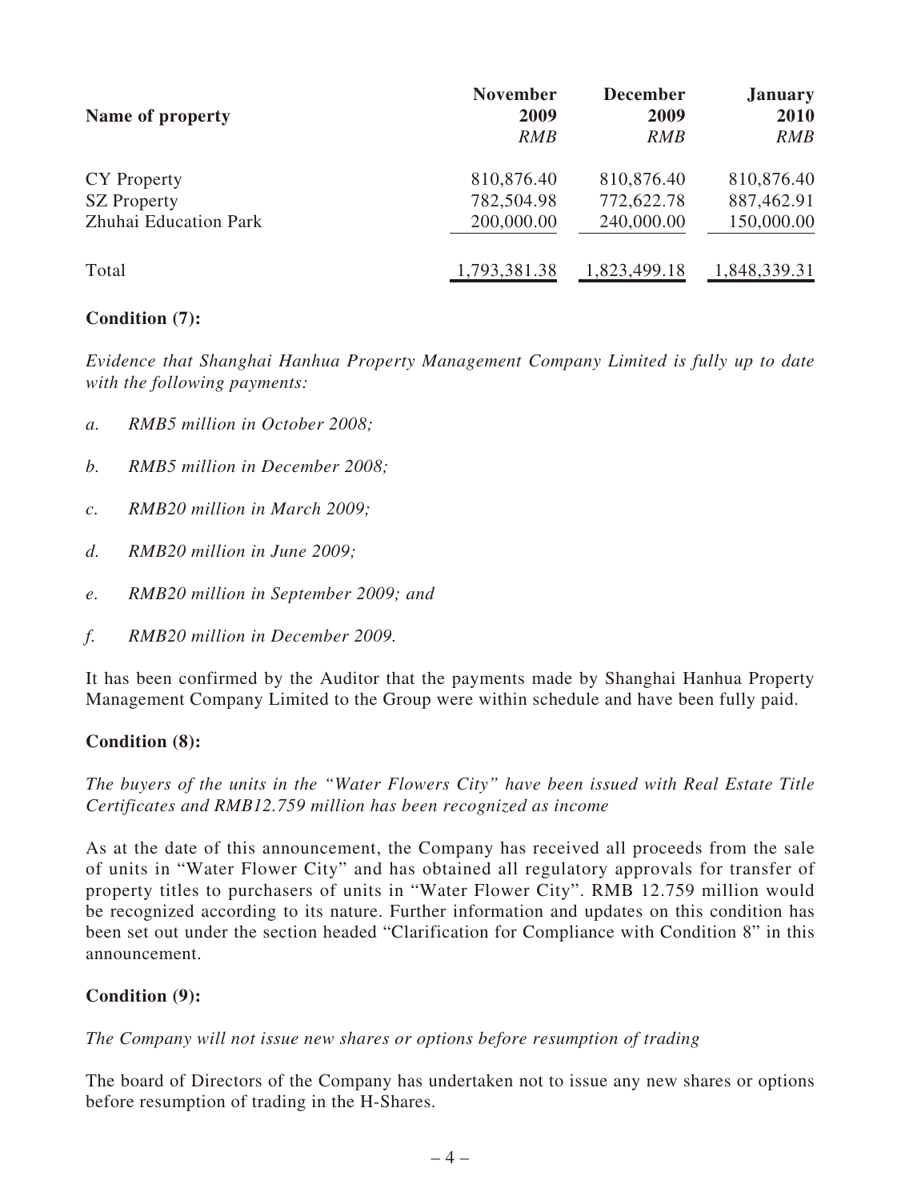| Name of property | November 2009 *RMB* | December 2009 *RMB* | January 2010 *RMB* |
|---|---|---|---|
| CY Property | 810,876.40 | 810,876.40 | 810,876.40 |
| SZ Property | 782,504.98 | 772,622.78 | 887,462.91 |
| Zhuhai Education Park | 200,000.00 | 240,000.00 | 150,000.00 |
| Total | 1,793,381.38 | 1,823,499.18 | 1,848,339.31 |

**Condition (7):**

*Evidence that Shanghai Hanhua Property Management Company Limited is fully up to date with the following payments:*

*a. RMB5 million in October 2008;*

*b. RMB5 million in December 2008;*

*c. RMB20 million in March 2009;*

*d. RMB20 million in June 2009;*

*e. RMB20 million in September 2009; and*

*f. RMB20 million in December 2009.*

It has been confirmed by the Auditor that the payments made by Shanghai Hanhua Property Management Company Limited to the Group were within schedule and have been fully paid.

**Condition (8):**

*The buyers of the units in the "Water Flowers City" have been issued with Real Estate Title Certificates and RMB12.759 million has been recognized as income*

As at the date of this announcement, the Company has received all proceeds from the sale of units in "Water Flower City" and has obtained all regulatory approvals for transfer of property titles to purchasers of units in "Water Flower City". RMB 12.759 million would be recognized according to its nature. Further information and updates on this condition has been set out under the section headed "Clarification for Compliance with Condition 8" in this announcement.

**Condition (9):**

*The Company will not issue new shares or options before resumption of trading*

The board of Directors of the Company has undertaken not to issue any new shares or options before resumption of trading in the H-Shares.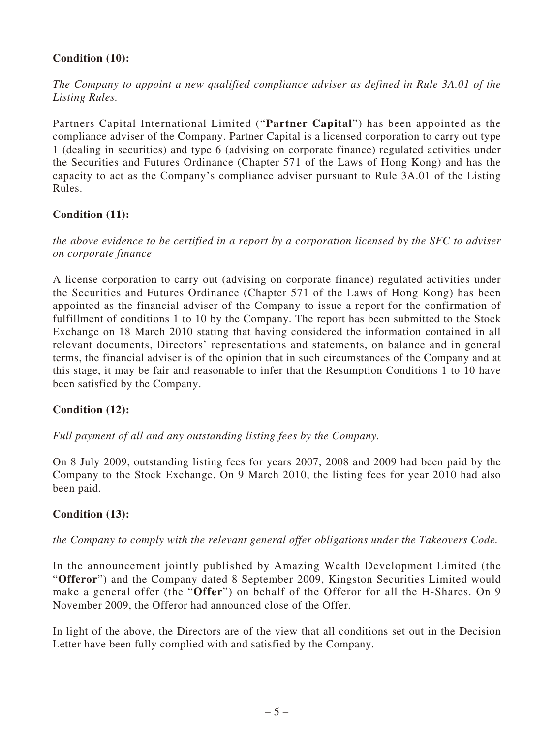**Condition (10):**

*The Company to appoint a new qualified compliance adviser as defined in Rule 3A.01 of the Listing Rules.*

Partners Capital International Limited ("**Partner Capital**") has been appointed as the compliance adviser of the Company. Partner Capital is a licensed corporation to carry out type 1 (dealing in securities) and type 6 (advising on corporate finance) regulated activities under the Securities and Futures Ordinance (Chapter 571 of the Laws of Hong Kong) and has the capacity to act as the Company's compliance adviser pursuant to Rule 3A.01 of the Listing Rules.

**Condition (11):**

*the above evidence to be certified in a report by a corporation licensed by the SFC to adviser on corporate finance*

A license corporation to carry out (advising on corporate finance) regulated activities under the Securities and Futures Ordinance (Chapter 571 of the Laws of Hong Kong) has been appointed as the financial adviser of the Company to issue a report for the confirmation of fulfillment of conditions 1 to 10 by the Company. The report has been submitted to the Stock Exchange on 18 March 2010 stating that having considered the information contained in all relevant documents, Directors' representations and statements, on balance and in general terms, the financial adviser is of the opinion that in such circumstances of the Company and at this stage, it may be fair and reasonable to infer that the Resumption Conditions 1 to 10 have been satisfied by the Company.

**Condition (12):**

*Full payment of all and any outstanding listing fees by the Company.*

On 8 July 2009, outstanding listing fees for years 2007, 2008 and 2009 had been paid by the Company to the Stock Exchange. On 9 March 2010, the listing fees for year 2010 had also been paid.

**Condition (13):**

*the Company to comply with the relevant general offer obligations under the Takeovers Code.*

In the announcement jointly published by Amazing Wealth Development Limited (the "**Offeror**") and the Company dated 8 September 2009, Kingston Securities Limited would make a general offer (the "**Offer**") on behalf of the Offeror for all the H-Shares. On 9 November 2009, the Offeror had announced close of the Offer.

In light of the above, the Directors are of the view that all conditions set out in the Decision Letter have been fully complied with and satisfied by the Company.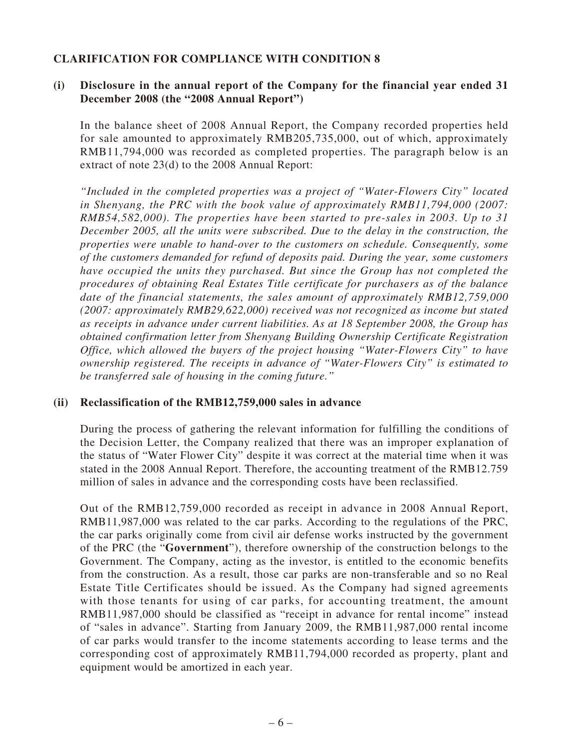**CLARIFICATION FOR COMPLIANCE WITH CONDITION 8**

**(i) Disclosure in the annual report of the Company for the financial year ended 31 December 2008 (the "2008 Annual Report")**

In the balance sheet of 2008 Annual Report, the Company recorded properties held for sale amounted to approximately RMB205,735,000, out of which, approximately RMB11,794,000 was recorded as completed properties. The paragraph below is an extract of note 23(d) to the 2008 Annual Report:

*"Included in the completed properties was a project of "Water-Flowers City" located in Shenyang, the PRC with the book value of approximately RMB11,794,000 (2007: RMB54,582,000). The properties have been started to pre-sales in 2003. Up to 31 December 2005, all the units were subscribed. Due to the delay in the construction, the properties were unable to hand-over to the customers on schedule. Consequently, some of the customers demanded for refund of deposits paid. During the year, some customers have occupied the units they purchased. But since the Group has not completed the procedures of obtaining Real Estates Title certificate for purchasers as of the balance date of the financial statements, the sales amount of approximately RMB12,759,000 (2007: approximately RMB29,622,000) received was not recognized as income but stated as receipts in advance under current liabilities. As at 18 September 2008, the Group has obtained confirmation letter from Shenyang Building Ownership Certificate Registration Office, which allowed the buyers of the project housing "Water-Flowers City" to have ownership registered. The receipts in advance of "Water-Flowers City" is estimated to be transferred sale of housing in the coming future."*

**(ii) Reclassification of the RMB12,759,000 sales in advance**

During the process of gathering the relevant information for fulfilling the conditions of the Decision Letter, the Company realized that there was an improper explanation of the status of "Water Flower City" despite it was correct at the material time when it was stated in the 2008 Annual Report. Therefore, the accounting treatment of the RMB12.759 million of sales in advance and the corresponding costs have been reclassified.

Out of the RMB12,759,000 recorded as receipt in advance in 2008 Annual Report, RMB11,987,000 was related to the car parks. According to the regulations of the PRC, the car parks originally come from civil air defense works instructed by the government of the PRC (the "**Government**"), therefore ownership of the construction belongs to the Government. The Company, acting as the investor, is entitled to the economic benefits from the construction. As a result, those car parks are non-transferable and so no Real Estate Title Certificates should be issued. As the Company had signed agreements with those tenants for using of car parks, for accounting treatment, the amount RMB11,987,000 should be classified as "receipt in advance for rental income" instead of "sales in advance". Starting from January 2009, the RMB11,987,000 rental income of car parks would transfer to the income statements according to lease terms and the corresponding cost of approximately RMB11,794,000 recorded as property, plant and equipment would be amortized in each year.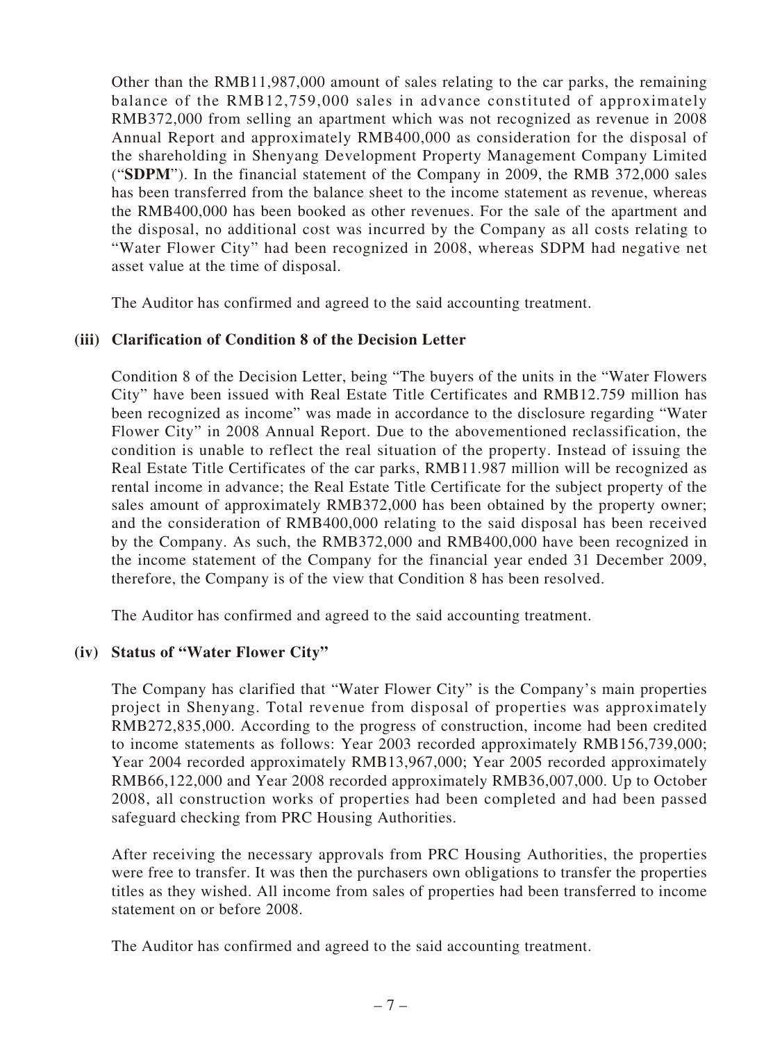Other than the RMB11,987,000 amount of sales relating to the car parks, the remaining balance of the RMB12,759,000 sales in advance constituted of approximately RMB372,000 from selling an apartment which was not recognized as revenue in 2008 Annual Report and approximately RMB400,000 as consideration for the disposal of the shareholding in Shenyang Development Property Management Company Limited ("**SDPM**"). In the financial statement of the Company in 2009, the RMB 372,000 sales has been transferred from the balance sheet to the income statement as revenue, whereas the RMB400,000 has been booked as other revenues. For the sale of the apartment and the disposal, no additional cost was incurred by the Company as all costs relating to "Water Flower City" had been recognized in 2008, whereas SDPM had negative net asset value at the time of disposal.

The Auditor has confirmed and agreed to the said accounting treatment.

**(iii) Clarification of Condition 8 of the Decision Letter**

Condition 8 of the Decision Letter, being "The buyers of the units in the "Water Flowers City" have been issued with Real Estate Title Certificates and RMB12.759 million has been recognized as income" was made in accordance to the disclosure regarding "Water Flower City" in 2008 Annual Report. Due to the abovementioned reclassification, the condition is unable to reflect the real situation of the property. Instead of issuing the Real Estate Title Certificates of the car parks, RMB11.987 million will be recognized as rental income in advance; the Real Estate Title Certificate for the subject property of the sales amount of approximately RMB372,000 has been obtained by the property owner; and the consideration of RMB400,000 relating to the said disposal has been received by the Company. As such, the RMB372,000 and RMB400,000 have been recognized in the income statement of the Company for the financial year ended 31 December 2009, therefore, the Company is of the view that Condition 8 has been resolved.

The Auditor has confirmed and agreed to the said accounting treatment.

**(iv) Status of "Water Flower City"**

The Company has clarified that "Water Flower City" is the Company's main properties project in Shenyang. Total revenue from disposal of properties was approximately RMB272,835,000. According to the progress of construction, income had been credited to income statements as follows: Year 2003 recorded approximately RMB156,739,000; Year 2004 recorded approximately RMB13,967,000; Year 2005 recorded approximately RMB66,122,000 and Year 2008 recorded approximately RMB36,007,000. Up to October 2008, all construction works of properties had been completed and had been passed safeguard checking from PRC Housing Authorities.

After receiving the necessary approvals from PRC Housing Authorities, the properties were free to transfer. It was then the purchasers own obligations to transfer the properties titles as they wished. All income from sales of properties had been transferred to income statement on or before 2008.

The Auditor has confirmed and agreed to the said accounting treatment.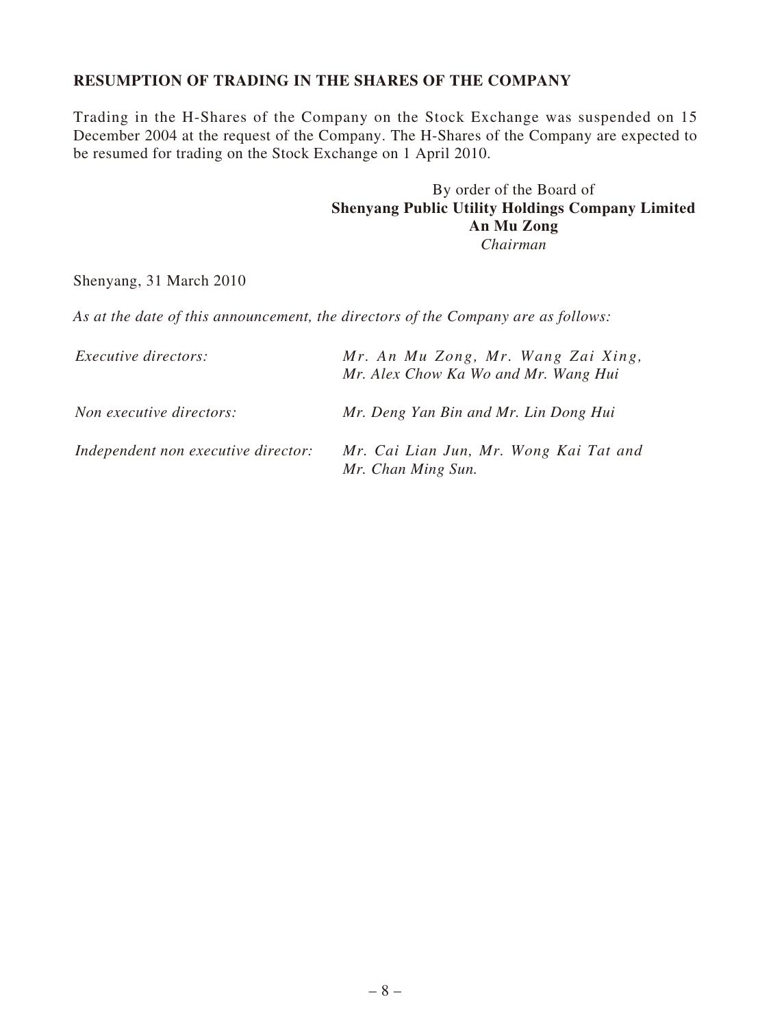## RESUMPTION OF TRADING IN THE SHARES OF THE COMPANY

Trading in the H-Shares of the Company on the Stock Exchange was suspended on 15 December 2004 at the request of the Company. The H-Shares of the Company are expected to be resumed for trading on the Stock Exchange on 1 April 2010.

By order of the Board of
**Shenyang Public Utility Holdings Company Limited**
**An Mu Zong**
*Chairman*

Shenyang, 31 March 2010

*As at the date of this announcement, the directors of the Company are as follows:*

| | |
|---|---|
| *Executive directors:* | *Mr. An Mu Zong, Mr. Wang Zai Xing, Mr. Alex Chow Ka Wo and Mr. Wang Hui* |
| *Non executive directors:* | *Mr. Deng Yan Bin and Mr. Lin Dong Hui* |
| *Independent non executive director:* | *Mr. Cai Lian Jun, Mr. Wong Kai Tat and Mr. Chan Ming Sun.* |